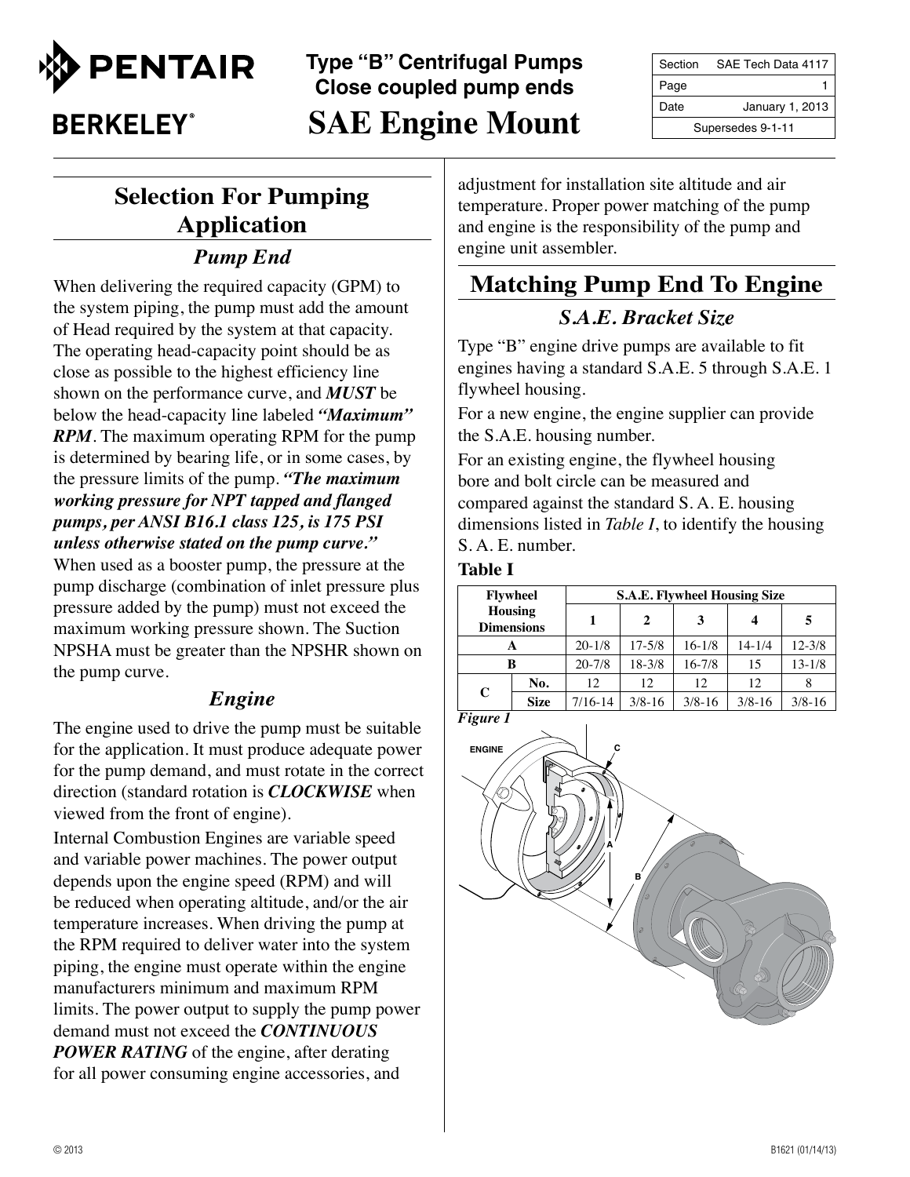PENTAIR BERKELEY

# Type "B" Centrifugal Pumps Close coupled pump ends SAE Engine Mount

| Section | SAE Tech Data 4117 |
|---|---|
| Page | 1 |
| Date | January 1, 2013 |
| Supersedes 9-1-11 | |

## Selection For Pumping Application

### *Pump End*

When delivering the required capacity (GPM) to the system piping, the pump must add the amount of Head required by the system at that capacity. The operating head-capacity point should be as close as possible to the highest efficiency line shown on the performance curve, and ***MUST*** be below the head-capacity line labeled ***"Maximum" RPM***. The maximum operating RPM for the pump is determined by bearing life, or in some cases, by the pressure limits of the pump. ***"The maximum working pressure for NPT tapped and flanged pumps, per ANSI B16.1 class 125, is 175 PSI unless otherwise stated on the pump curve."*** When used as a booster pump, the pressure at the pump discharge (combination of inlet pressure plus pressure added by the pump) must not exceed the maximum working pressure shown. The Suction NPSHA must be greater than the NPSHR shown on the pump curve.

### *Engine*

The engine used to drive the pump must be suitable for the application. It must produce adequate power for the pump demand, and must rotate in the correct direction (standard rotation is ***CLOCKWISE*** when viewed from the front of engine).

Internal Combustion Engines are variable speed and variable power machines. The power output depends upon the engine speed (RPM) and will be reduced when operating altitude, and/or the air temperature increases. When driving the pump at the RPM required to deliver water into the system piping, the engine must operate within the engine manufacturers minimum and maximum RPM limits. The power output to supply the pump power demand must not exceed the ***CONTINUOUS POWER RATING*** of the engine, after derating for all power consuming engine accessories, and adjustment for installation site altitude and air temperature. Proper power matching of the pump and engine is the responsibility of the pump and engine unit assembler.

## Matching Pump End To Engine

### *S.A.E. Bracket Size*

Type "B" engine drive pumps are available to fit engines having a standard S.A.E. 5 through S.A.E. 1 flywheel housing.

For a new engine, the engine supplier can provide the S.A.E. housing number.

For an existing engine, the flywheel housing bore and bolt circle can be measured and compared against the standard S. A. E. housing dimensions listed in *Table 1*, to identify the housing S. A. E. number.

**Table I**

| Flywheel Housing Dimensions | | S.A.E. Flywheel Housing Size | | | | |
|---|---|---|---|---|---|---|
| | | 1 | 2 | 3 | 4 | 5 |
| A | | 20-1/8 | 17-5/8 | 16-1/8 | 14-1/4 | 12-3/8 |
| B | | 20-7/8 | 18-3/8 | 16-7/8 | 15 | 13-1/8 |
| C | No. | 12 | 12 | 12 | 12 | 8 |
| | Size | 7/16-14 | 3/8-16 | 3/8-16 | 3/8-16 | 3/8-16 |

*Figure 1*

© 2013 B1621 (01/14/13)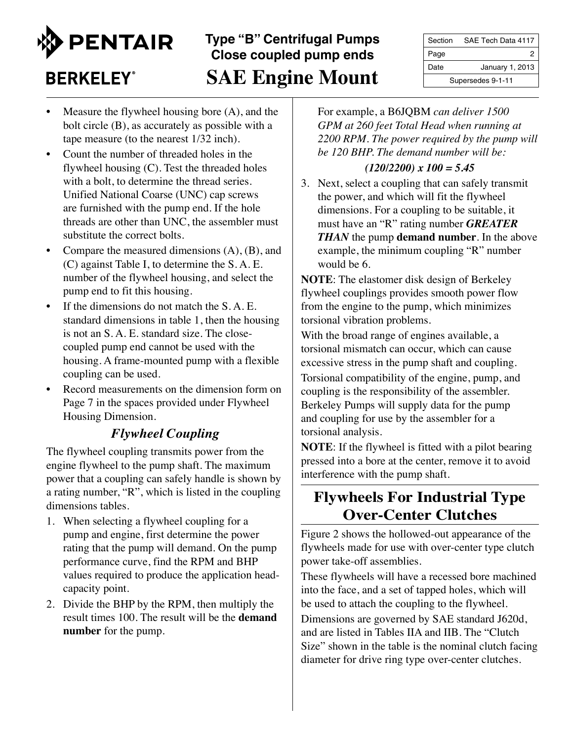- Measure the flywheel housing bore (A), and the bolt circle (B), as accurately as possible with a tape measure (to the nearest 1/32 inch).
- Count the number of threaded holes in the flywheel housing (C). Test the threaded holes with a bolt, to determine the thread series. Unified National Coarse (UNC) cap screws are furnished with the pump end. If the hole threads are other than UNC, the assembler must substitute the correct bolts.
- Compare the measured dimensions (A), (B), and (C) against Table I, to determine the S. A. E. number of the flywheel housing, and select the pump end to fit this housing.
- If the dimensions do not match the S. A. E. standard dimensions in table 1, then the housing is not an S. A. E. standard size. The close-coupled pump end cannot be used with the housing. A frame-mounted pump with a flexible coupling can be used.
- Record measurements on the dimension form on Page 7 in the spaces provided under Flywheel Housing Dimension.

### *Flywheel Coupling*

The flywheel coupling transmits power from the engine flywheel to the pump shaft. The maximum power that a coupling can safely handle is shown by a rating number, "R", which is listed in the coupling dimensions tables.

1. When selecting a flywheel coupling for a pump and engine, first determine the power rating that the pump will demand. On the pump performance curve, find the RPM and BHP values required to produce the application head-capacity point.
2. Divide the BHP by the RPM, then multiply the result times 100. The result will be the **demand number** for the pump.

   For example, a B6JQBM *can deliver 1500 GPM at 260 feet Total Head when running at 2200 RPM. The power required by the pump will be 120 BHP. The demand number will be:*

   ***(120/2200) x 100 = 5.45***
3. Next, select a coupling that can safely transmit the power, and which will fit the flywheel dimensions. For a coupling to be suitable, it must have an "R" rating number ***GREATER THAN*** the pump **demand number**. In the above example, the minimum coupling "R" number would be 6.

**NOTE**: The elastomer disk design of Berkeley flywheel couplings provides smooth power flow from the engine to the pump, which minimizes torsional vibration problems.

With the broad range of engines available, a torsional mismatch can occur, which can cause excessive stress in the pump shaft and coupling.

Torsional compatibility of the engine, pump, and coupling is the responsibility of the assembler. Berkeley Pumps will supply data for the pump and coupling for use by the assembler for a torsional analysis.

**NOTE**: If the flywheel is fitted with a pilot bearing pressed into a bore at the center, remove it to avoid interference with the pump shaft.

## Flywheels For Industrial Type Over-Center Clutches

Figure 2 shows the hollowed-out appearance of the flywheels made for use with over-center type clutch power take-off assemblies.

These flywheels will have a recessed bore machined into the face, and a set of tapped holes, which will be used to attach the coupling to the flywheel.

Dimensions are governed by SAE standard J620d, and are listed in Tables IIA and IIB. The "Clutch Size" shown in the table is the nominal clutch facing diameter for drive ring type over-center clutches.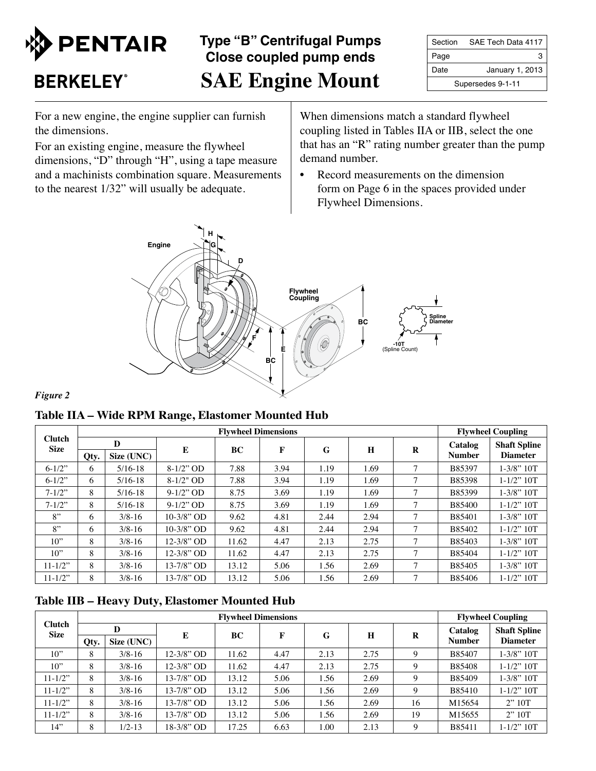# Type "B" Centrifugal Pumps
## Close coupled pump ends
# SAE Engine Mount

| Section | SAE Tech Data 4117 |
|---|---|
| Page | 3 |
| Date | January 1, 2013 |
| Supersedes 9-1-11 | |

For a new engine, the engine supplier can furnish the dimensions.

For an existing engine, measure the flywheel dimensions, "D" through "H", using a tape measure and a machinists combination square. Measurements to the nearest 1/32" will usually be adequate.

When dimensions match a standard flywheel coupling listed in Tables IIA or IIB, select the one that has an "R" rating number greater than the pump demand number.

- Record measurements on the dimension form on Page 6 in the spaces provided under Flywheel Dimensions.

*Figure 2*

### Table IIA – Wide RPM Range, Elastomer Mounted Hub

| Clutch Size | Flywheel Dimensions | | | | | | | | Flywheel Coupling | |
|---|---|---|---|---|---|---|---|---|---|---|
| | D | | E | BC | F | G | H | R | Catalog Number | Shaft Spline Diameter |
| | Qty. | Size (UNC) | | | | | | | | |
| 6-1/2" | 6 | 5/16-18 | 8-1/2" OD | 7.88 | 3.94 | 1.19 | 1.69 | 7 | B85397 | 1-3/8" 10T |
| 6-1/2" | 6 | 5/16-18 | 8-1/2" OD | 7.88 | 3.94 | 1.19 | 1.69 | 7 | B85398 | 1-1/2" 10T |
| 7-1/2" | 8 | 5/16-18 | 9-1/2" OD | 8.75 | 3.69 | 1.19 | 1.69 | 7 | B85399 | 1-3/8" 10T |
| 7-1/2" | 8 | 5/16-18 | 9-1/2" OD | 8.75 | 3.69 | 1.19 | 1.69 | 7 | B85400 | 1-1/2" 10T |
| 8" | 6 | 3/8-16 | 10-3/8" OD | 9.62 | 4.81 | 2.44 | 2.94 | 7 | B85401 | 1-3/8" 10T |
| 8" | 6 | 3/8-16 | 10-3/8" OD | 9.62 | 4.81 | 2.44 | 2.94 | 7 | B85402 | 1-1/2" 10T |
| 10" | 8 | 3/8-16 | 12-3/8" OD | 11.62 | 4.47 | 2.13 | 2.75 | 7 | B85403 | 1-3/8" 10T |
| 10" | 8 | 3/8-16 | 12-3/8" OD | 11.62 | 4.47 | 2.13 | 2.75 | 7 | B85404 | 1-1/2" 10T |
| 11-1/2" | 8 | 3/8-16 | 13-7/8" OD | 13.12 | 5.06 | 1.56 | 2.69 | 7 | B85405 | 1-3/8" 10T |
| 11-1/2" | 8 | 3/8-16 | 13-7/8" OD | 13.12 | 5.06 | 1.56 | 2.69 | 7 | B85406 | 1-1/2" 10T |

### Table IIB – Heavy Duty, Elastomer Mounted Hub

| Clutch Size | Flywheel Dimensions | | | | | | | | Flywheel Coupling | |
|---|---|---|---|---|---|---|---|---|---|---|
| | D | | E | BC | F | G | H | R | Catalog Number | Shaft Spline Diameter |
| | Qty. | Size (UNC) | | | | | | | | |
| 10" | 8 | 3/8-16 | 12-3/8" OD | 11.62 | 4.47 | 2.13 | 2.75 | 9 | B85407 | 1-3/8" 10T |
| 10" | 8 | 3/8-16 | 12-3/8" OD | 11.62 | 4.47 | 2.13 | 2.75 | 9 | B85408 | 1-1/2" 10T |
| 11-1/2" | 8 | 3/8-16 | 13-7/8" OD | 13.12 | 5.06 | 1.56 | 2.69 | 9 | B85409 | 1-3/8" 10T |
| 11-1/2" | 8 | 3/8-16 | 13-7/8" OD | 13.12 | 5.06 | 1.56 | 2.69 | 9 | B85410 | 1-1/2" 10T |
| 11-1/2" | 8 | 3/8-16 | 13-7/8" OD | 13.12 | 5.06 | 1.56 | 2.69 | 16 | M15654 | 2" 10T |
| 11-1/2" | 8 | 3/8-16 | 13-7/8" OD | 13.12 | 5.06 | 1.56 | 2.69 | 19 | M15655 | 2" 10T |
| 14" | 8 | 1/2-13 | 18-3/8" OD | 17.25 | 6.63 | 1.00 | 2.13 | 9 | B85411 | 1-1/2" 10T |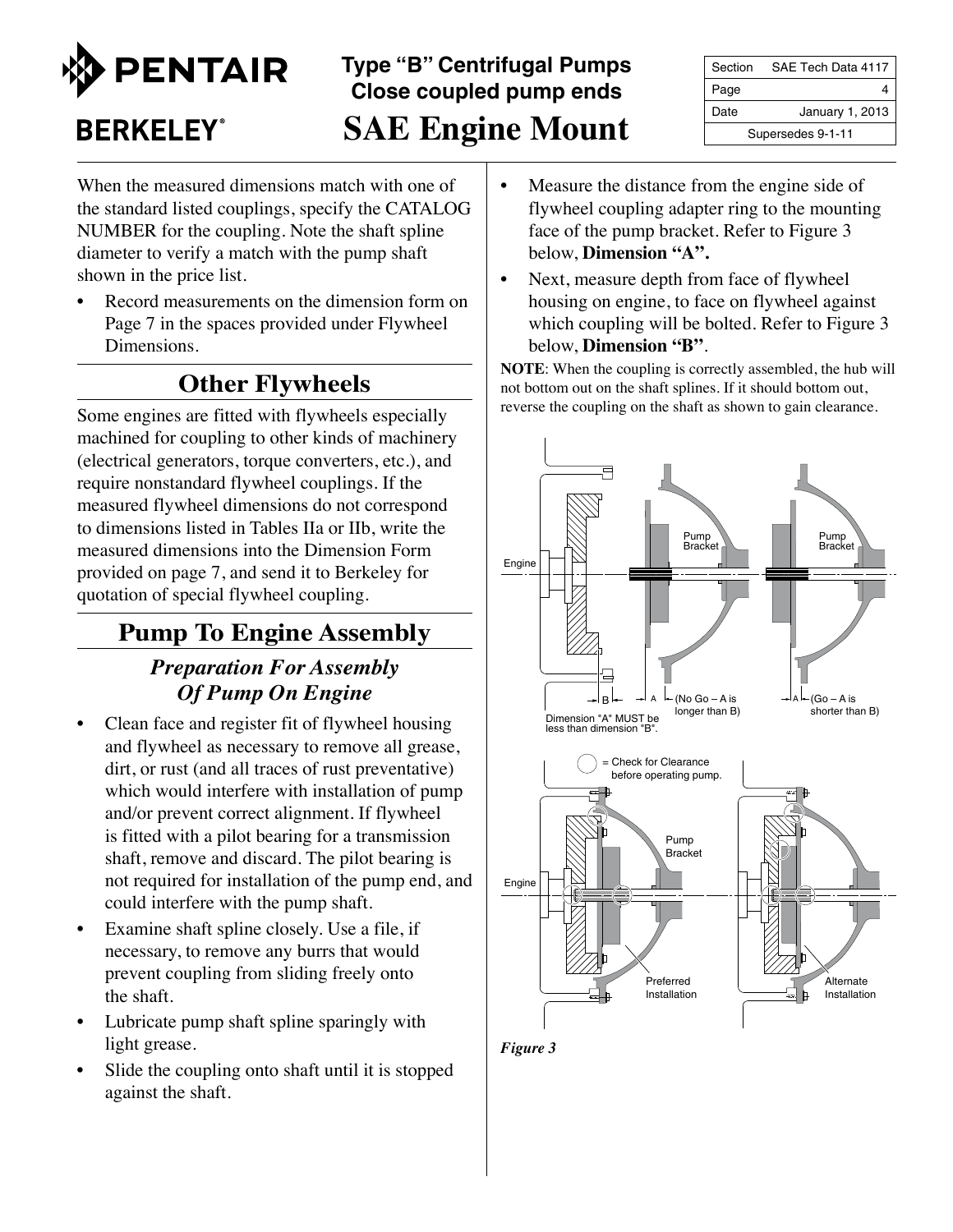When the measured dimensions match with one of the standard listed couplings, specify the CATALOG NUMBER for the coupling. Note the shaft spline diameter to verify a match with the pump shaft shown in the price list.

- Record measurements on the dimension form on Page 7 in the spaces provided under Flywheel Dimensions.

## Other Flywheels

Some engines are fitted with flywheels especially machined for coupling to other kinds of machinery (electrical generators, torque converters, etc.), and require nonstandard flywheel couplings. If the measured flywheel dimensions do not correspond to dimensions listed in Tables IIa or IIb, write the measured dimensions into the Dimension Form provided on page 7, and send it to Berkeley for quotation of special flywheel coupling.

## Pump To Engine Assembly

### *Preparation For Assembly Of Pump On Engine*

- Clean face and register fit of flywheel housing and flywheel as necessary to remove all grease, dirt, or rust (and all traces of rust preventative) which would interfere with installation of pump and/or prevent correct alignment. If flywheel is fitted with a pilot bearing for a transmission shaft, remove and discard. The pilot bearing is not required for installation of the pump end, and could interfere with the pump shaft.
- Examine shaft spline closely. Use a file, if necessary, to remove any burrs that would prevent coupling from sliding freely onto the shaft.
- Lubricate pump shaft spline sparingly with light grease.
- Slide the coupling onto shaft until it is stopped against the shaft.
- Measure the distance from the engine side of flywheel coupling adapter ring to the mounting face of the pump bracket. Refer to Figure 3 below, **Dimension "A".**
- Next, measure depth from face of flywheel housing on engine, to face on flywheel against which coupling will be bolted. Refer to Figure 3 below, **Dimension "B"**.

**NOTE**: When the coupling is correctly assembled, the hub will not bottom out on the shaft splines. If it should bottom out, reverse the coupling on the shaft as shown to gain clearance.

Engine | Pump Bracket | Pump Bracket | B | A | (No Go – A is longer than B) | A | (Go – A is shorter than B) | Dimension "A" MUST be less than dimension "B".

○ = Check for Clearance before operating pump. | Engine | Pump Bracket | Preferred Installation | Alternate Installation

*Figure 3*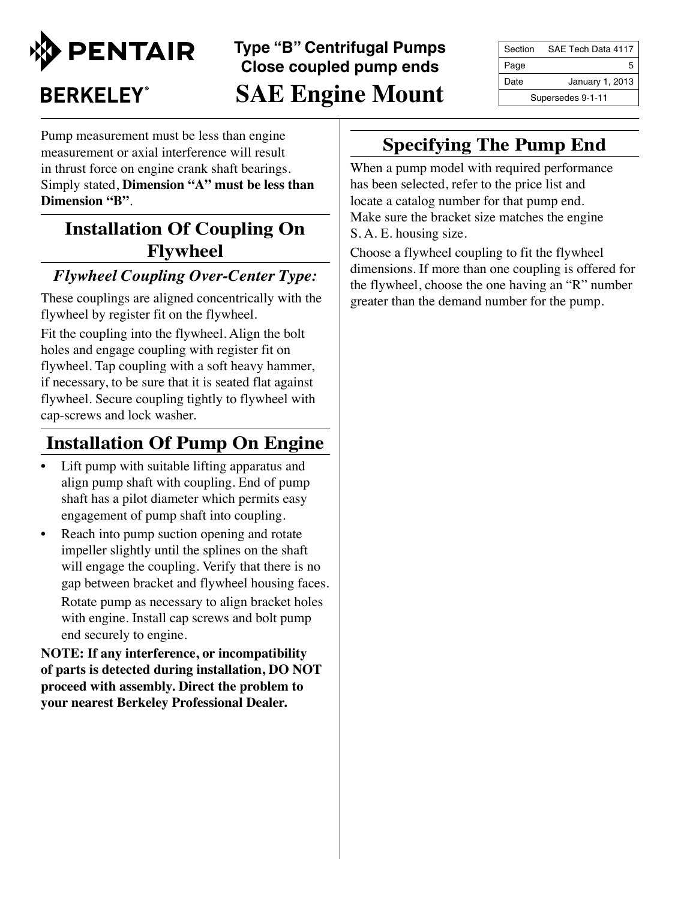Pump measurement must be less than engine measurement or axial interference will result in thrust force on engine crank shaft bearings. Simply stated, **Dimension "A" must be less than Dimension "B"**.

## Installation Of Coupling On Flywheel

### *Flywheel Coupling Over-Center Type:*

These couplings are aligned concentrically with the flywheel by register fit on the flywheel.

Fit the coupling into the flywheel. Align the bolt holes and engage coupling with register fit on flywheel. Tap coupling with a soft heavy hammer, if necessary, to be sure that it is seated flat against flywheel. Secure coupling tightly to flywheel with cap-screws and lock washer.

## Installation Of Pump On Engine

- Lift pump with suitable lifting apparatus and align pump shaft with coupling. End of pump shaft has a pilot diameter which permits easy engagement of pump shaft into coupling.
- Reach into pump suction opening and rotate impeller slightly until the splines on the shaft will engage the coupling. Verify that there is no gap between bracket and flywheel housing faces.

  Rotate pump as necessary to align bracket holes with engine. Install cap screws and bolt pump end securely to engine.

**NOTE: If any interference, or incompatibility of parts is detected during installation, DO NOT proceed with assembly. Direct the problem to your nearest Berkeley Professional Dealer.**

## Specifying The Pump End

When a pump model with required performance has been selected, refer to the price list and locate a catalog number for that pump end. Make sure the bracket size matches the engine S. A. E. housing size.

Choose a flywheel coupling to fit the flywheel dimensions. If more than one coupling is offered for the flywheel, choose the one having an "R" number greater than the demand number for the pump.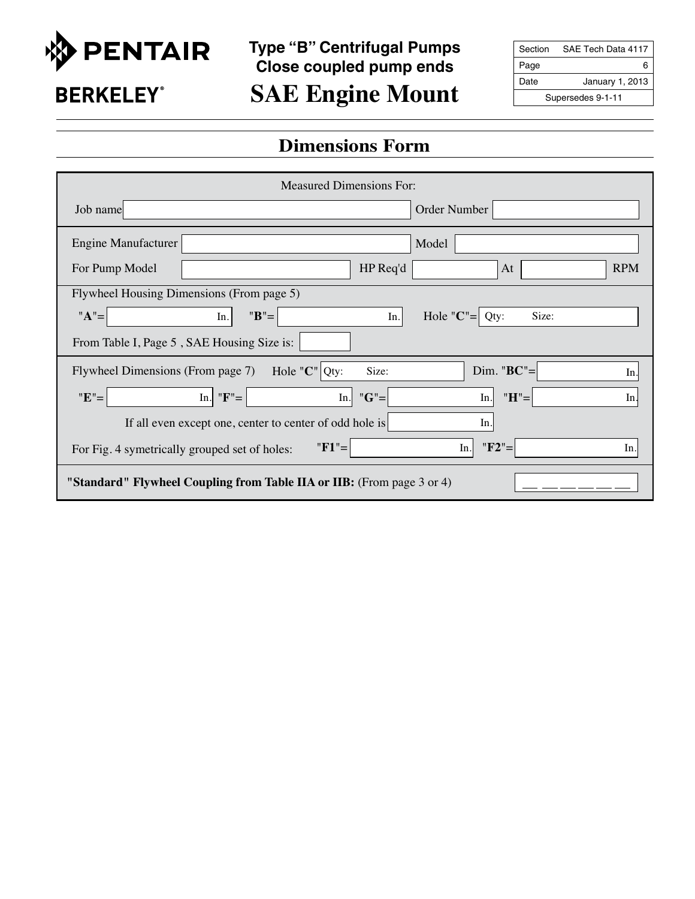# Type "B" Centrifugal Pumps Close coupled pump ends

# SAE Engine Mount

| Section | SAE Tech Data 4117 |
| --- | --- |
| Page | 6 |
| Date | January 1, 2013 |
| Supersedes 9-1-11 | |

## Dimensions Form

Measured Dimensions For:

Job name ____________ Order Number ____________

Engine Manufacturer ____________ Model ____________

For Pump Model ____________ HP Req'd ____________ At ____________ RPM

Flywheel Housing Dimensions (From page 5)

"**A**"= ______ In. "**B**"= ______ In. Hole "**C**"= Qty: Size:

From Table I, Page 5 , SAE Housing Size is: ______

Flywheel Dimensions (From page 7) Hole "**C**" Qty: Size: Dim. "**BC**"= ______ In.

"**E**"= ______ In. "**F**"= ______ In. "**G**"= ______ In. "**H**"= ______ In.

If all even except one, center to center of odd hole is ______ In.

For Fig. 4 symetrically grouped set of holes: "**F1**"= ______ In. "**F2**"= ______ In.

**"Standard" Flywheel Coupling from Table IIA or IIB:** (From page 3 or 4) __ __ __ __ __ __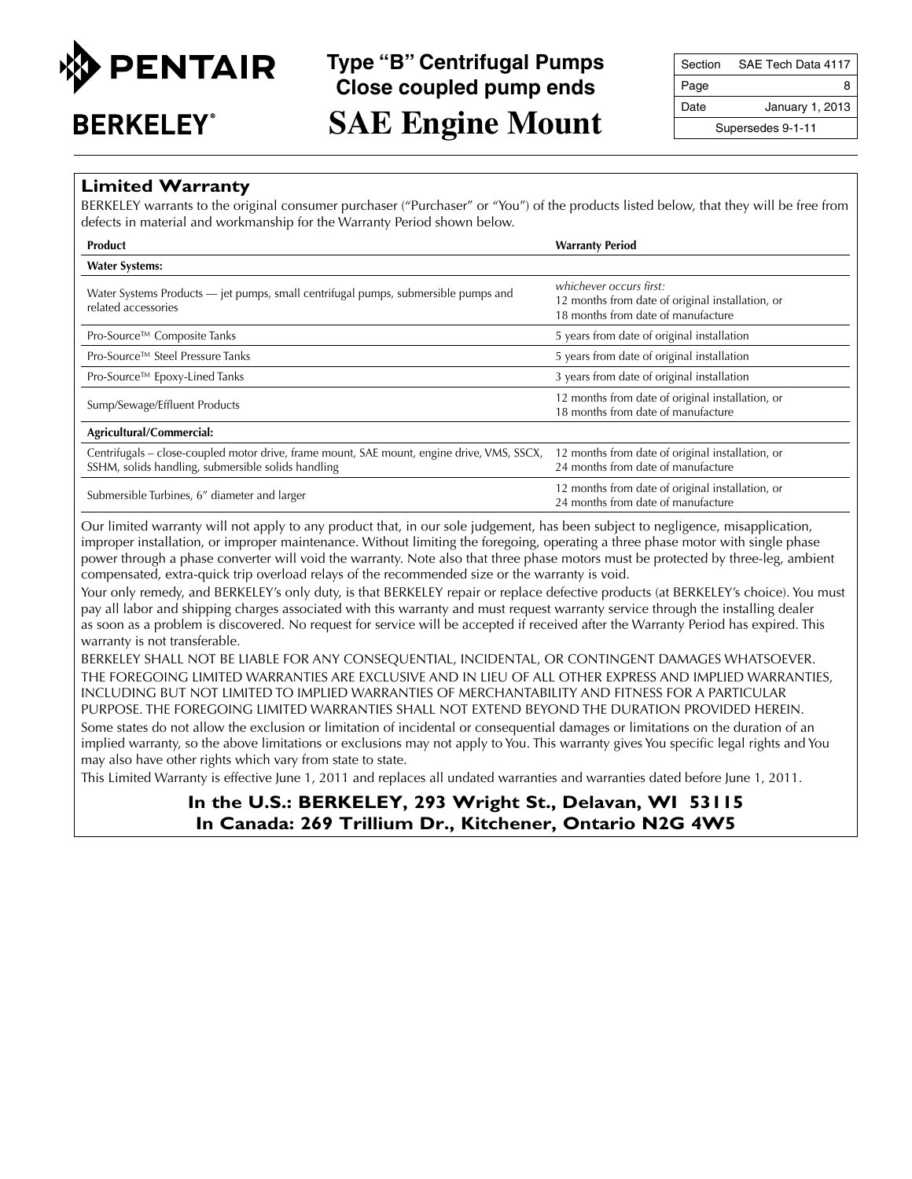**PENTAIR**

**BERKELEY®**

# Type "B" Centrifugal Pumps Close coupled pump ends

# SAE Engine Mount

| Section | SAE Tech Data 4117 |
|---|---|
| Page | 8 |
| Date | January 1, 2013 |
| Supersedes 9-1-11 | |

## Limited Warranty

BERKELEY warrants to the original consumer purchaser ("Purchaser" or "You") of the products listed below, that they will be free from defects in material and workmanship for the Warranty Period shown below.

| Product | Warranty Period |
|---|---|
| **Water Systems:** | |
| Water Systems Products — jet pumps, small centrifugal pumps, submersible pumps and related accessories | *whichever occurs first:* 12 months from date of original installation, or 18 months from date of manufacture |
| Pro-Source™ Composite Tanks | 5 years from date of original installation |
| Pro-Source™ Steel Pressure Tanks | 5 years from date of original installation |
| Pro-Source™ Epoxy-Lined Tanks | 3 years from date of original installation |
| Sump/Sewage/Effluent Products | 12 months from date of original installation, or 18 months from date of manufacture |
| **Agricultural/Commercial:** | |
| Centrifugals – close-coupled motor drive, frame mount, SAE mount, engine drive, VMS, SSCX, SSHM, solids handling, submersible solids handling | 12 months from date of original installation, or 24 months from date of manufacture |
| Submersible Turbines, 6" diameter and larger | 12 months from date of original installation, or 24 months from date of manufacture |

Our limited warranty will not apply to any product that, in our sole judgement, has been subject to negligence, misapplication, improper installation, or improper maintenance. Without limiting the foregoing, operating a three phase motor with single phase power through a phase converter will void the warranty. Note also that three phase motors must be protected by three-leg, ambient compensated, extra-quick trip overload relays of the recommended size or the warranty is void.

Your only remedy, and BERKELEY's only duty, is that BERKELEY repair or replace defective products (at BERKELEY's choice). You must pay all labor and shipping charges associated with this warranty and must request warranty service through the installing dealer as soon as a problem is discovered. No request for service will be accepted if received after the Warranty Period has expired. This warranty is not transferable.

BERKELEY SHALL NOT BE LIABLE FOR ANY CONSEQUENTIAL, INCIDENTAL, OR CONTINGENT DAMAGES WHATSOEVER.

THE FOREGOING LIMITED WARRANTIES ARE EXCLUSIVE AND IN LIEU OF ALL OTHER EXPRESS AND IMPLIED WARRANTIES, INCLUDING BUT NOT LIMITED TO IMPLIED WARRANTIES OF MERCHANTABILITY AND FITNESS FOR A PARTICULAR PURPOSE. THE FOREGOING LIMITED WARRANTIES SHALL NOT EXTEND BEYOND THE DURATION PROVIDED HEREIN.

Some states do not allow the exclusion or limitation of incidental or consequential damages or limitations on the duration of an implied warranty, so the above limitations or exclusions may not apply to You. This warranty gives You specific legal rights and You may also have other rights which vary from state to state.

This Limited Warranty is effective June 1, 2011 and replaces all undated warranties and warranties dated before June 1, 2011.

**In the U.S.: BERKELEY, 293 Wright St., Delavan, WI 53115**
**In Canada: 269 Trillium Dr., Kitchener, Ontario N2G 4W5**